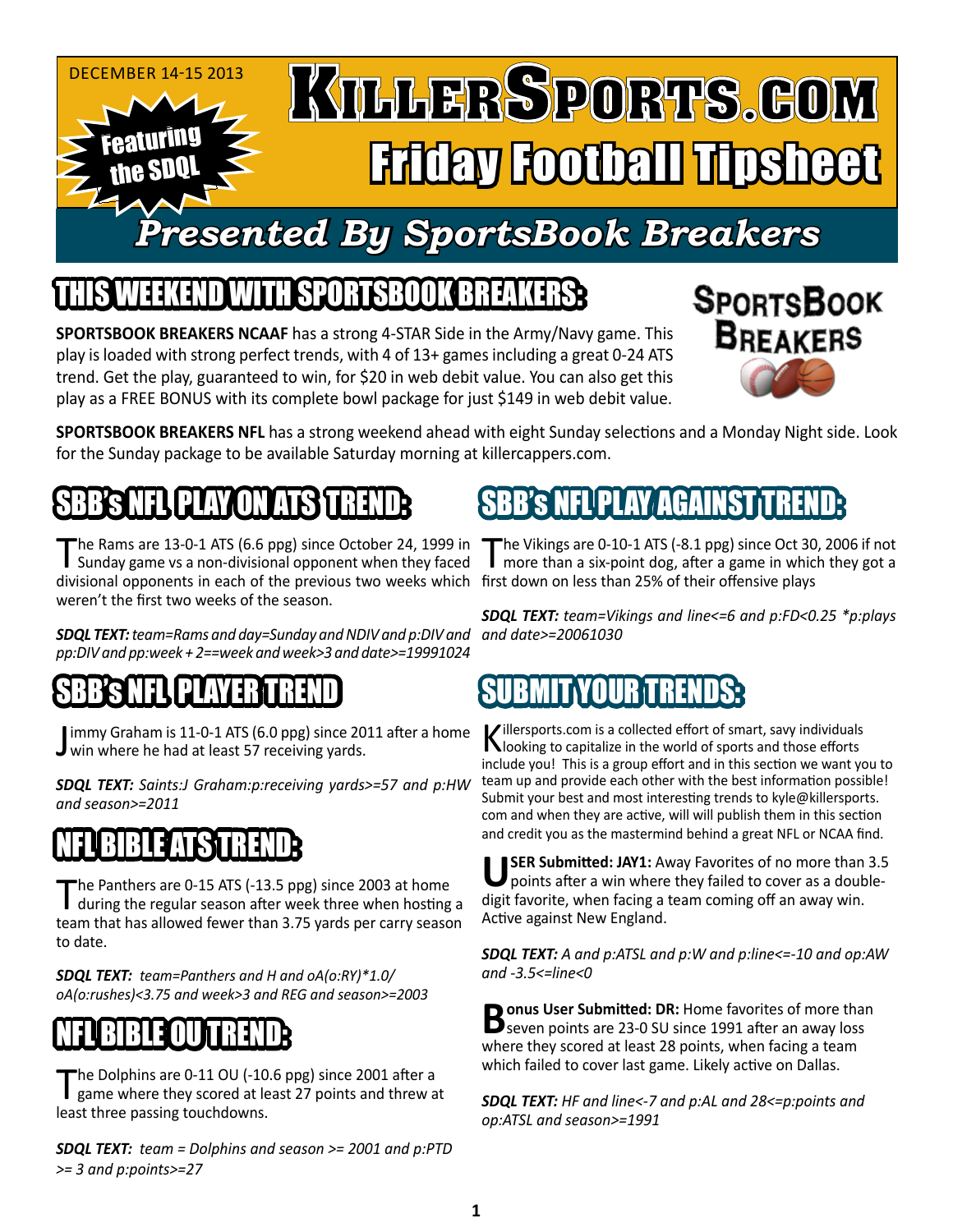DECEMBER 14-15 2013

Featuring the SDQL

# KillerSports.com Friday Football Tipsheet

## Presented By SportsBook Breakers

## THIS WEEKEND WITH SPORTSBOOK BREAKERS:

SportsBook Breakers

**SPORTSBOOK BREAKERS NCAAF** has a strong 4-STAR Side in the Army/Navy game. This play is loaded with strong perfect trends, with 4 of 13+ games including a great 0-24 ATS trend. Get the play, guaranteed to win, for $20 in web debit value. You can also get this play as a FREE BONUS with its complete bowl package for just $149 in web debit value.

**SPORTSBOOK BREAKERS NFL** has a strong weekend ahead with eight Sunday selections and a Monday Night side. Look for the Sunday package to be available Saturday morning at killercappers.com.

## SBB's NFL PLAY ON ATS TREND:

The Rams are 13-0-1 ATS (6.6 ppg) since October 24, 1999 in Sunday game vs a non-divisional opponent when they faced divisional opponents in each of the previous two weeks which weren't the first two weeks of the season.

***SDQL TEXT:*** *team=Rams and day=Sunday and NDIV and p:DIV and pp:DIV and pp:week + 2==week and week>3 and date>=19991024*

## SBB's NFL PLAYER TREND

Jimmy Graham is 11-0-1 ATS (6.0 ppg) since 2011 after a home win where he had at least 57 receiving yards.

***SDQL TEXT:*** *Saints:J Graham:p:receiving yards>=57 and p:HW and season>=2011*

## NFL BIBLE ATS TREND:

The Panthers are 0-15 ATS (-13.5 ppg) since 2003 at home during the regular season after week three when hosting a team that has allowed fewer than 3.75 yards per carry season to date.

***SDQL TEXT:*** *team=Panthers and H and oA(o:RY)*1.0/ oA(o:rushes)<3.75 and week>3 and REG and season>=2003*

## NFL BIBLE OU TREND:

The Dolphins are 0-11 OU (-10.6 ppg) since 2001 after a game where they scored at least 27 points and threw at least three passing touchdowns.

***SDQL TEXT:*** *team = Dolphins and season >= 2001 and p:PTD >= 3 and p:points>=27*

## SBB's NFL PLAY AGAINST TREND:

The Vikings are 0-10-1 ATS (-8.1 ppg) since Oct 30, 2006 if not more than a six-point dog, after a game in which they got a first down on less than 25% of their offensive plays

***SDQL TEXT:*** *team=Vikings and line<=6 and p:FD<0.25 *p:plays and date>=20061030*

## SUBMIT YOUR TRENDS:

Killersports.com is a collected effort of smart, savy individuals looking to capitalize in the world of sports and those efforts include you! This is a group effort and in this section we want you to team up and provide each other with the best information possible! Submit your best and most interesting trends to kyle@killersports.com and when they are active, will will publish them in this section and credit you as the mastermind behind a great NFL or NCAA find.

**USER Submitted: JAY1:** Away Favorites of no more than 3.5 points after a win where they failed to cover as a double-digit favorite, when facing a team coming off an away win. Active against New England.

***SDQL TEXT:*** *A and p:ATSL and p:W and p:line<=-10 and op:AW and -3.5<=line<0*

**Bonus User Submitted: DR:** Home favorites of more than seven points are 23-0 SU since 1991 after an away loss where they scored at least 28 points, when facing a team which failed to cover last game. Likely active on Dallas.

***SDQL TEXT:*** *HF and line<-7 and p:AL and 28<=p:points and op:ATSL and season>=1991*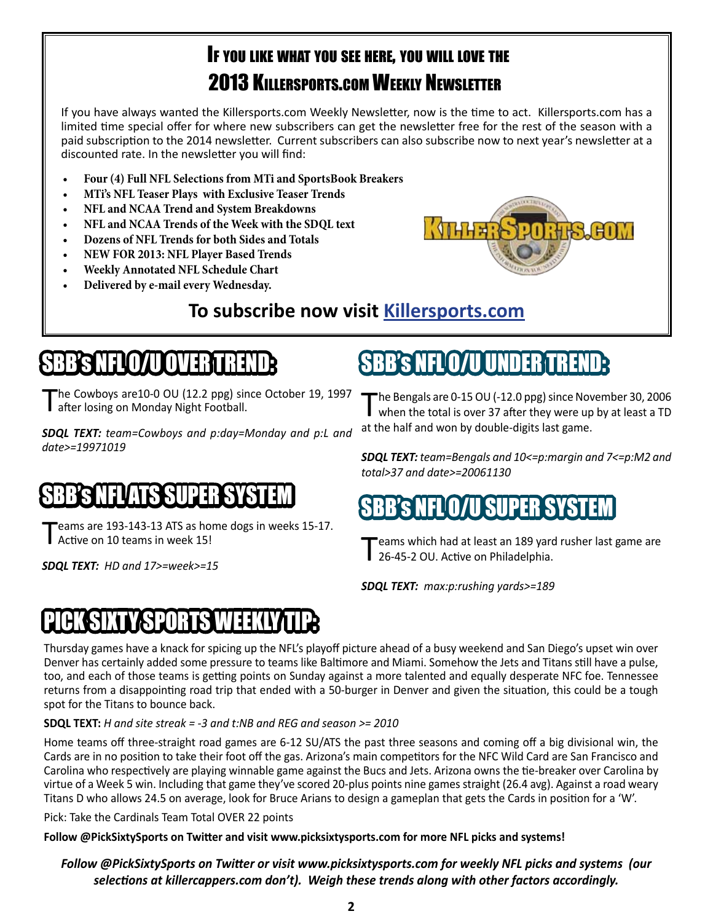# If you like what you see here, you will love the 2013 Killersports.com Weekly Newsletter

If you have always wanted the Killersports.com Weekly Newsletter, now is the time to act. Killersports.com has a limited time special offer for where new subscribers can get the newsletter free for the rest of the season with a paid subscription to the 2014 newsletter. Current subscribers can also subscribe now to next year's newsletter at a discounted rate. In the newsletter you will find:

- **Four (4) Full NFL Selections from MTi and SportsBook Breakers**
- **MTi's NFL Teaser Plays with Exclusive Teaser Trends**
- **NFL and NCAA Trend and System Breakdowns**
- **NFL and NCAA Trends of the Week with the SDQL text**
- **Dozens of NFL Trends for both Sides and Totals**
- **NEW FOR 2013: NFL Player Based Trends**
- **Weekly Annotated NFL Schedule Chart**
- **Delivered by e-mail every Wednesday.**

**To subscribe now visit Killersports.com**

## SBB's NFL O/U OVER TREND:

The Cowboys are10-0 OU (12.2 ppg) since October 19, 1997 after losing on Monday Night Football.

***SDQL TEXT:*** *team=Cowboys and p:day=Monday and p:L and date>=19971019*

## SBB's NFL ATS SUPER SYSTEM

Teams are 193-143-13 ATS as home dogs in weeks 15-17. Active on 10 teams in week 15!

***SDQL TEXT:*** *HD and 17>=week>=15*

## SBB's NFL O/U UNDER TREND:

The Bengals are 0-15 OU (-12.0 ppg) since November 30, 2006 when the total is over 37 after they were up by at least a TD at the half and won by double-digits last game.

***SDQL TEXT:*** *team=Bengals and 10<=p:margin and 7<=p:M2 and total>37 and date>=20061130*

## SBB's NFL O/U SUPER SYSTEM

Teams which had at least an 189 yard rusher last game are 26-45-2 OU. Active on Philadelphia.

***SDQL TEXT:*** *max:p:rushing yards>=189*

## PICK SIXTY SPORTS WEEKLY TIP:

Thursday games have a knack for spicing up the NFL's playoff picture ahead of a busy weekend and San Diego's upset win over Denver has certainly added some pressure to teams like Baltimore and Miami. Somehow the Jets and Titans still have a pulse, too, and each of those teams is getting points on Sunday against a more talented and equally desperate NFC foe. Tennessee returns from a disappointing road trip that ended with a 50-burger in Denver and given the situation, this could be a tough spot for the Titans to bounce back.

**SDQL TEXT:** *H and site streak = -3 and t:NB and REG and season >= 2010*

Home teams off three-straight road games are 6-12 SU/ATS the past three seasons and coming off a big divisional win, the Cards are in no position to take their foot off the gas. Arizona's main competitors for the NFC Wild Card are San Francisco and Carolina who respectively are playing winnable game against the Bucs and Jets. Arizona owns the tie-breaker over Carolina by virtue of a Week 5 win. Including that game they've scored 20-plus points nine games straight (26.4 avg). Against a road weary Titans D who allows 24.5 on average, look for Bruce Arians to design a gameplan that gets the Cards in position for a 'W'.

Pick: Take the Cardinals Team Total OVER 22 points

**Follow @PickSixtySports on Twitter and visit www.picksixtysports.com for more NFL picks and systems!**

***Follow @PickSixtySports on Twitter or visit www.picksixtysports.com for weekly NFL picks and systems (our selections at killercappers.com don't). Weigh these trends along with other factors accordingly.***